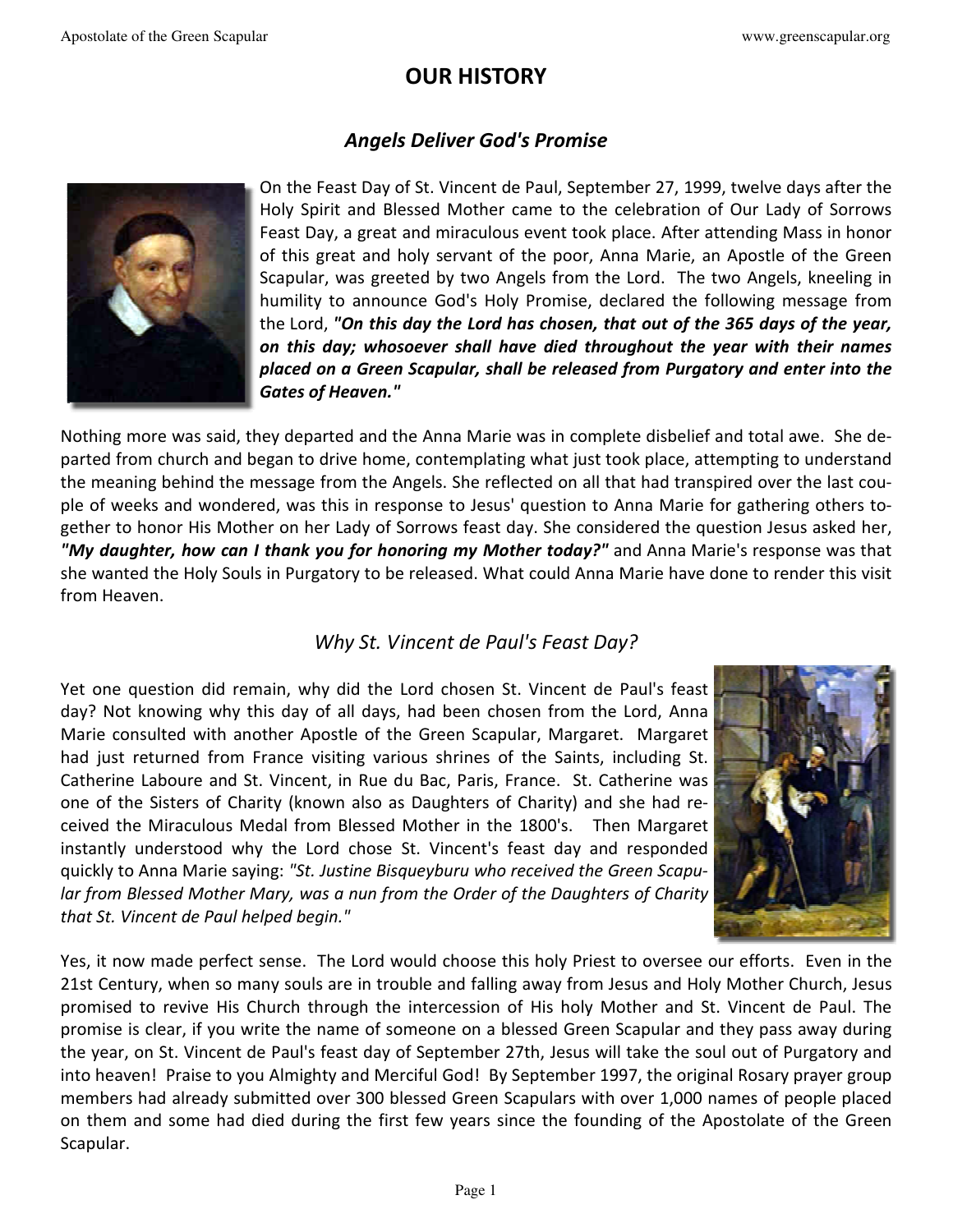# OUR HISTORY

## *Angels Deliver God's Promise*

On the Feast Day of St. Vincent de Paul, September 27, 1999, twelve days after the Holy Spirit and Blessed Mother came to the celebration of Our Lady of Sorrows Feast Day, a great and miraculous event took place. After attending Mass in honor of this great and holy servant of the poor, Anna Marie, an Apostle of the Green Scapular, was greeted by two Angels from the Lord. The two Angels, kneeling in humility to announce God's Holy Promise, declared the following message from the Lord, ***"On this day the Lord has chosen, that out of the 365 days of the year, on this day; whosoever shall have died throughout the year with their names placed on a Green Scapular, shall be released from Purgatory and enter into the Gates of Heaven."***

Nothing more was said, they departed and the Anna Marie was in complete disbelief and total awe. She departed from church and began to drive home, contemplating what just took place, attempting to understand the meaning behind the message from the Angels. She reflected on all that had transpired over the last couple of weeks and wondered, was this in response to Jesus' question to Anna Marie for gathering others together to honor His Mother on her Lady of Sorrows feast day. She considered the question Jesus asked her, ***"My daughter, how can I thank you for honoring my Mother today?"*** and Anna Marie's response was that she wanted the Holy Souls in Purgatory to be released. What could Anna Marie have done to render this visit from Heaven.

## *Why St. Vincent de Paul's Feast Day?*

Yet one question did remain, why did the Lord chosen St. Vincent de Paul's feast day? Not knowing why this day of all days, had been chosen from the Lord, Anna Marie consulted with another Apostle of the Green Scapular, Margaret. Margaret had just returned from France visiting various shrines of the Saints, including St. Catherine Laboure and St. Vincent, in Rue du Bac, Paris, France. St. Catherine was one of the Sisters of Charity (known also as Daughters of Charity) and she had received the Miraculous Medal from Blessed Mother in the 1800's. Then Margaret instantly understood why the Lord chose St. Vincent's feast day and responded quickly to Anna Marie saying: *"St. Justine Bisqueyburu who received the Green Scapular from Blessed Mother Mary, was a nun from the Order of the Daughters of Charity that St. Vincent de Paul helped begin."*

Yes, it now made perfect sense. The Lord would choose this holy Priest to oversee our efforts. Even in the 21st Century, when so many souls are in trouble and falling away from Jesus and Holy Mother Church, Jesus promised to revive His Church through the intercession of His holy Mother and St. Vincent de Paul. The promise is clear, if you write the name of someone on a blessed Green Scapular and they pass away during the year, on St. Vincent de Paul's feast day of September 27th, Jesus will take the soul out of Purgatory and into heaven! Praise to you Almighty and Merciful God! By September 1997, the original Rosary prayer group members had already submitted over 300 blessed Green Scapulars with over 1,000 names of people placed on them and some had died during the first few years since the founding of the Apostolate of the Green Scapular.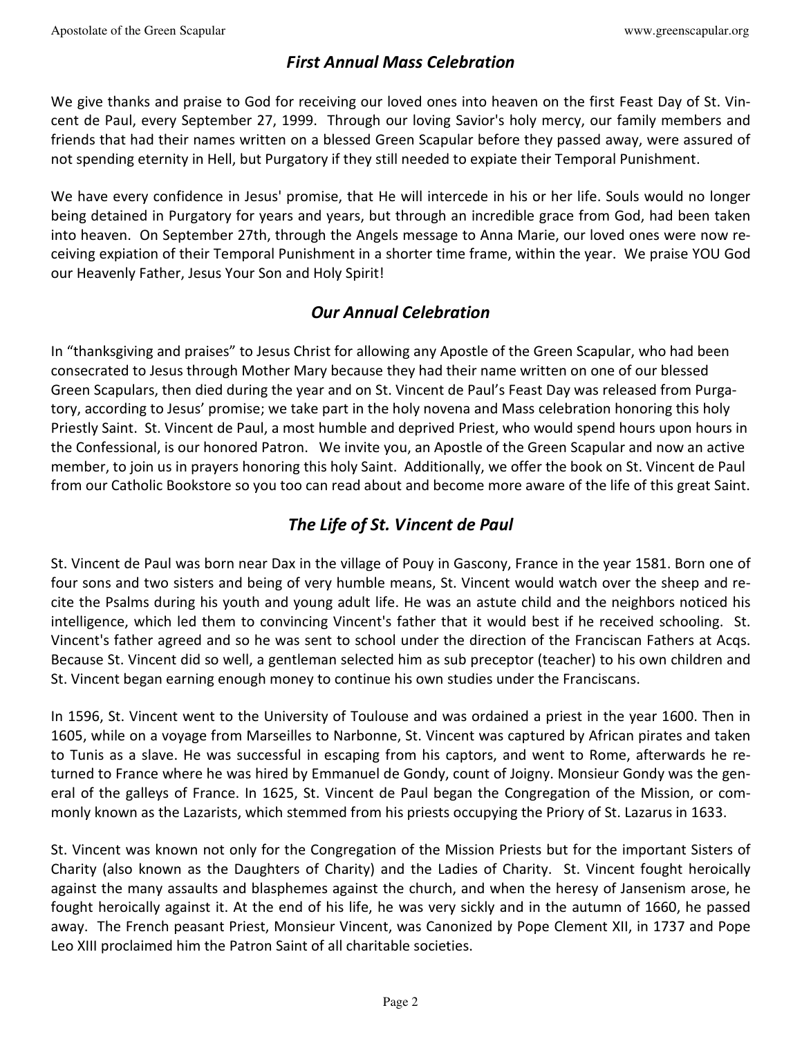## *First Annual Mass Celebration*

We give thanks and praise to God for receiving our loved ones into heaven on the first Feast Day of St. Vincent de Paul, every September 27, 1999. Through our loving Savior's holy mercy, our family members and friends that had their names written on a blessed Green Scapular before they passed away, were assured of not spending eternity in Hell, but Purgatory if they still needed to expiate their Temporal Punishment.

We have every confidence in Jesus' promise, that He will intercede in his or her life. Souls would no longer being detained in Purgatory for years and years, but through an incredible grace from God, had been taken into heaven. On September 27th, through the Angels message to Anna Marie, our loved ones were now receiving expiation of their Temporal Punishment in a shorter time frame, within the year. We praise YOU God our Heavenly Father, Jesus Your Son and Holy Spirit!

## *Our Annual Celebration*

In "thanksgiving and praises" to Jesus Christ for allowing any Apostle of the Green Scapular, who had been consecrated to Jesus through Mother Mary because they had their name written on one of our blessed Green Scapulars, then died during the year and on St. Vincent de Paul's Feast Day was released from Purgatory, according to Jesus' promise; we take part in the holy novena and Mass celebration honoring this holy Priestly Saint. St. Vincent de Paul, a most humble and deprived Priest, who would spend hours upon hours in the Confessional, is our honored Patron. We invite you, an Apostle of the Green Scapular and now an active member, to join us in prayers honoring this holy Saint. Additionally, we offer the book on St. Vincent de Paul from our Catholic Bookstore so you too can read about and become more aware of the life of this great Saint.

## *The Life of St. Vincent de Paul*

St. Vincent de Paul was born near Dax in the village of Pouy in Gascony, France in the year 1581. Born one of four sons and two sisters and being of very humble means, St. Vincent would watch over the sheep and recite the Psalms during his youth and young adult life. He was an astute child and the neighbors noticed his intelligence, which led them to convincing Vincent's father that it would best if he received schooling. St. Vincent's father agreed and so he was sent to school under the direction of the Franciscan Fathers at Acqs. Because St. Vincent did so well, a gentleman selected him as sub preceptor (teacher) to his own children and St. Vincent began earning enough money to continue his own studies under the Franciscans.

In 1596, St. Vincent went to the University of Toulouse and was ordained a priest in the year 1600. Then in 1605, while on a voyage from Marseilles to Narbonne, St. Vincent was captured by African pirates and taken to Tunis as a slave. He was successful in escaping from his captors, and went to Rome, afterwards he returned to France where he was hired by Emmanuel de Gondy, count of Joigny. Monsieur Gondy was the general of the galleys of France. In 1625, St. Vincent de Paul began the Congregation of the Mission, or commonly known as the Lazarists, which stemmed from his priests occupying the Priory of St. Lazarus in 1633.

St. Vincent was known not only for the Congregation of the Mission Priests but for the important Sisters of Charity (also known as the Daughters of Charity) and the Ladies of Charity. St. Vincent fought heroically against the many assaults and blasphemes against the church, and when the heresy of Jansenism arose, he fought heroically against it. At the end of his life, he was very sickly and in the autumn of 1660, he passed away. The French peasant Priest, Monsieur Vincent, was Canonized by Pope Clement XII, in 1737 and Pope Leo XIII proclaimed him the Patron Saint of all charitable societies.